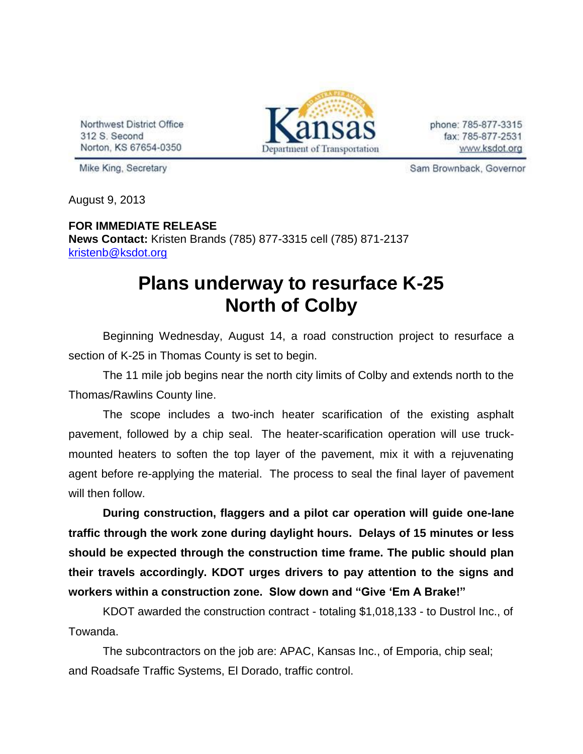Northwest District Office
312 S. Second
Norton, KS 67654-0350

Kansas Department of Transportation

phone: 785-877-3315
fax: 785-877-2531
www.ksdot.org

Mike King, Secretary

Sam Brownback, Governor

August 9, 2013

**FOR IMMEDIATE RELEASE**
**News Contact:** Kristen Brands (785) 877-3315 cell (785) 871-2137
kristenb@ksdot.org

# Plans underway to resurface K-25 North of Colby

Beginning Wednesday, August 14, a road construction project to resurface a section of K-25 in Thomas County is set to begin.

The 11 mile job begins near the north city limits of Colby and extends north to the Thomas/Rawlins County line.

The scope includes a two-inch heater scarification of the existing asphalt pavement, followed by a chip seal. The heater-scarification operation will use truck-mounted heaters to soften the top layer of the pavement, mix it with a rejuvenating agent before re-applying the material. The process to seal the final layer of pavement will then follow.

**During construction, flaggers and a pilot car operation will guide one-lane traffic through the work zone during daylight hours. Delays of 15 minutes or less should be expected through the construction time frame. The public should plan their travels accordingly. KDOT urges drivers to pay attention to the signs and workers within a construction zone. Slow down and "Give 'Em A Brake!"**

KDOT awarded the construction contract - totaling $1,018,133 - to Dustrol Inc., of Towanda.

The subcontractors on the job are: APAC, Kansas Inc., of Emporia, chip seal; and Roadsafe Traffic Systems, El Dorado, traffic control.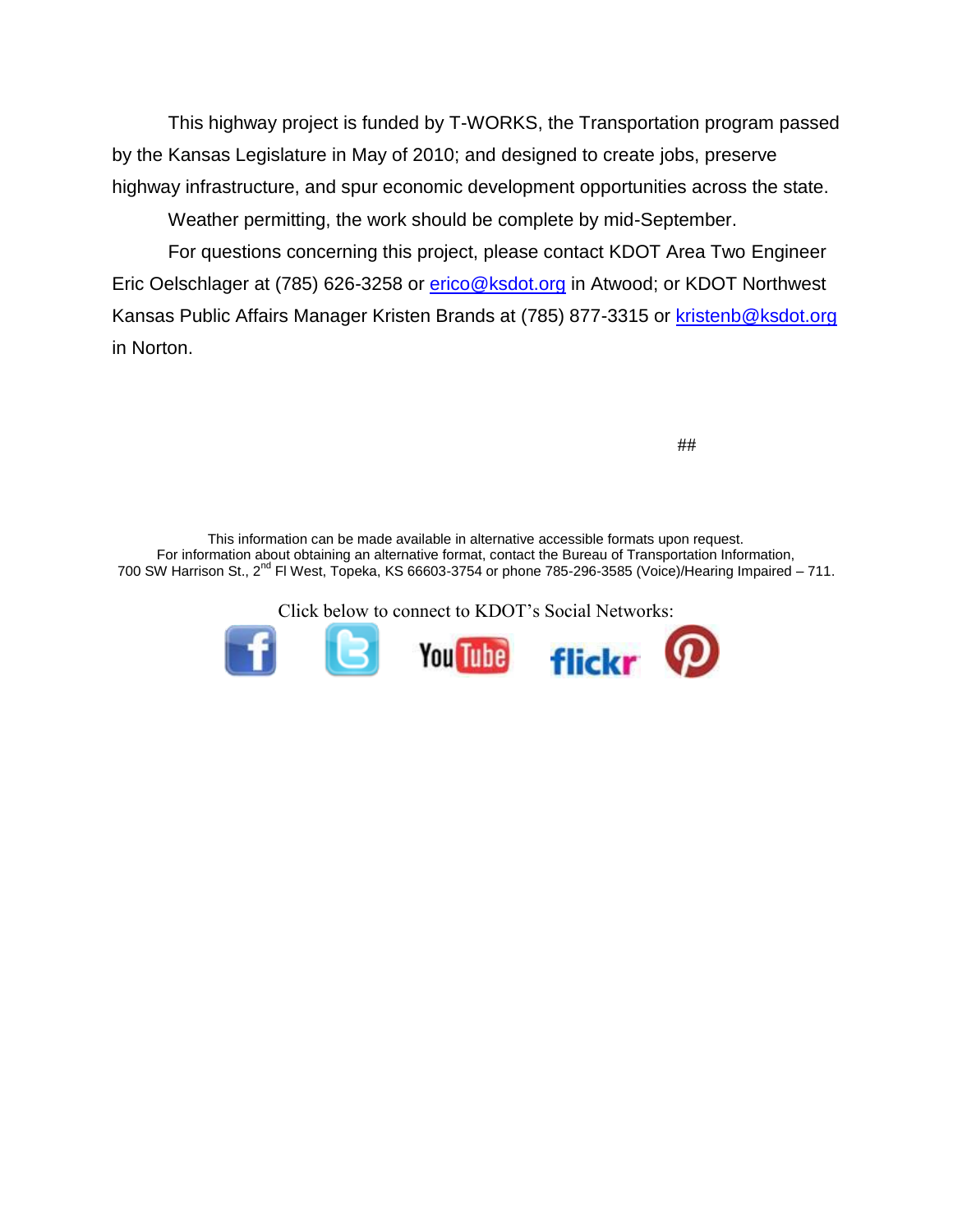This highway project is funded by T-WORKS, the Transportation program passed by the Kansas Legislature in May of 2010; and designed to create jobs, preserve highway infrastructure, and spur economic development opportunities across the state.

Weather permitting, the work should be complete by mid-September.

For questions concerning this project, please contact KDOT Area Two Engineer Eric Oelschlager at (785) 626-3258 or erico@ksdot.org in Atwood; or KDOT Northwest Kansas Public Affairs Manager Kristen Brands at (785) 877-3315 or kristenb@ksdot.org in Norton.

##

This information can be made available in alternative accessible formats upon request.
For information about obtaining an alternative format, contact the Bureau of Transportation Information, 700 SW Harrison St., 2nd Fl West, Topeka, KS 66603-3754 or phone 785-296-3585 (Voice)/Hearing Impaired – 711.

Click below to connect to KDOT's Social Networks: